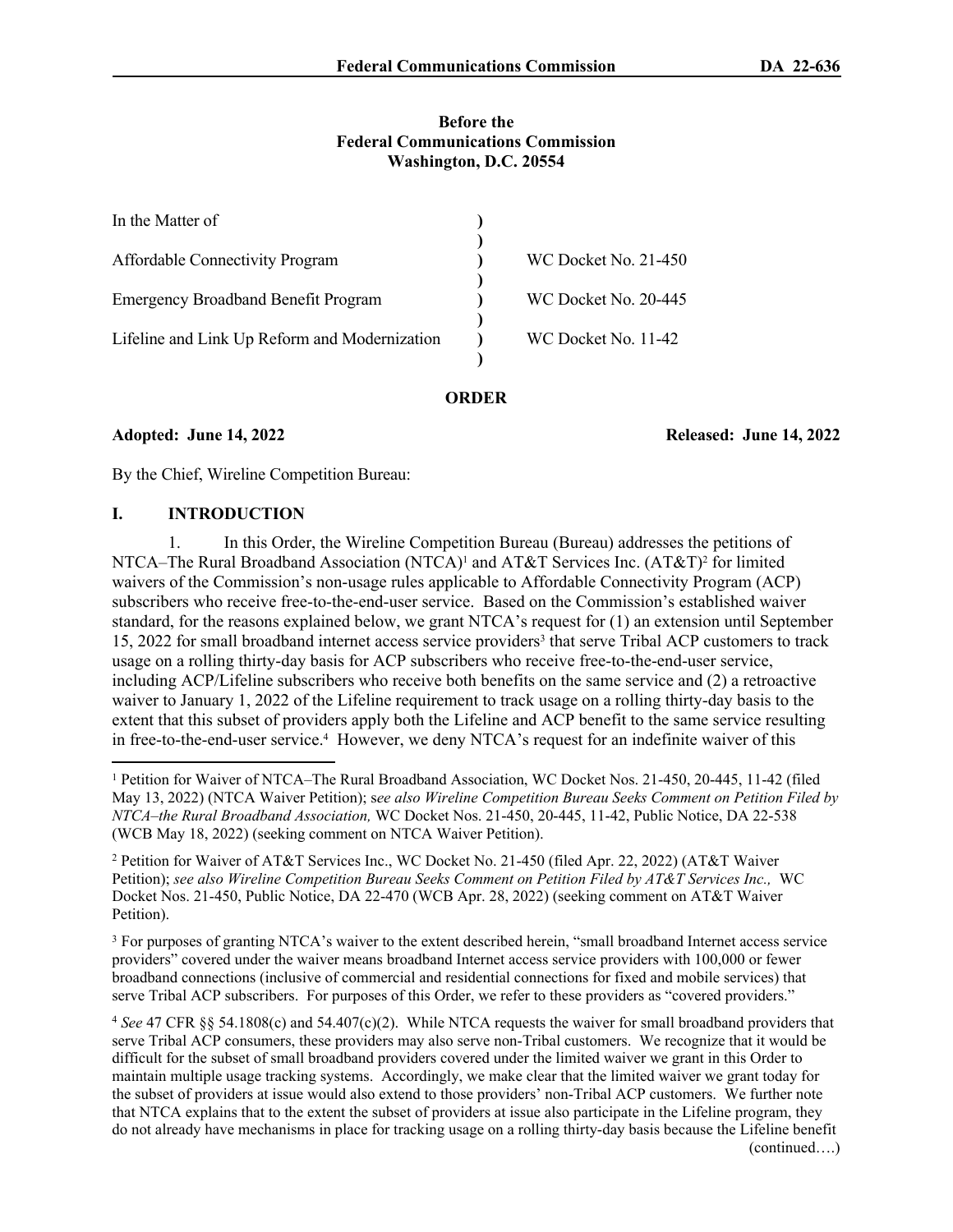**Before the**
**Federal Communications Commission**
**Washington, D.C. 20554**

| In the Matter of | ) | |
|---|---|---|
| | ) | |
| Affordable Connectivity Program | ) | WC Docket No. 21-450 |
| | ) | |
| Emergency Broadband Benefit Program | ) | WC Docket No. 20-445 |
| | ) | |
| Lifeline and Link Up Reform and Modernization | ) | WC Docket No. 11-42 |
| | ) | |

**ORDER**

**Adopted: June 14, 2022** **Released: June 14, 2022**

By the Chief, Wireline Competition Bureau:

## I. INTRODUCTION

1. In this Order, the Wireline Competition Bureau (Bureau) addresses the petitions of NTCA–The Rural Broadband Association (NTCA)[1] and AT&T Services Inc. (AT&T)[2] for limited waivers of the Commission's non-usage rules applicable to Affordable Connectivity Program (ACP) subscribers who receive free-to-the-end-user service. Based on the Commission's established waiver standard, for the reasons explained below, we grant NTCA's request for (1) an extension until September 15, 2022 for small broadband internet access service providers[3] that serve Tribal ACP customers to track usage on a rolling thirty-day basis for ACP subscribers who receive free-to-the-end-user service, including ACP/Lifeline subscribers who receive both benefits on the same service and (2) a retroactive waiver to January 1, 2022 of the Lifeline requirement to track usage on a rolling thirty-day basis to the extent that this subset of providers apply both the Lifeline and ACP benefit to the same service resulting in free-to-the-end-user service.[4] However, we deny NTCA's request for an indefinite waiver of this

[1] Petition for Waiver of NTCA–The Rural Broadband Association, WC Docket Nos. 21-450, 20-445, 11-42 (filed May 13, 2022) (NTCA Waiver Petition); s*ee also Wireline Competition Bureau Seeks Comment on Petition Filed by NTCA–the Rural Broadband Association,* WC Docket Nos. 21-450, 20-445, 11-42, Public Notice, DA 22-538 (WCB May 18, 2022) (seeking comment on NTCA Waiver Petition).

[2] Petition for Waiver of AT&T Services Inc., WC Docket No. 21-450 (filed Apr. 22, 2022) (AT&T Waiver Petition); *see also Wireline Competition Bureau Seeks Comment on Petition Filed by AT&T Services Inc.,* WC Docket Nos. 21-450, Public Notice, DA 22-470 (WCB Apr. 28, 2022) (seeking comment on AT&T Waiver Petition).

[3] For purposes of granting NTCA's waiver to the extent described herein, "small broadband Internet access service providers" covered under the waiver means broadband Internet access service providers with 100,000 or fewer broadband connections (inclusive of commercial and residential connections for fixed and mobile services) that serve Tribal ACP subscribers. For purposes of this Order, we refer to these providers as "covered providers."

[4] *See* 47 CFR §§ 54.1808(c) and 54.407(c)(2). While NTCA requests the waiver for small broadband providers that serve Tribal ACP consumers, these providers may also serve non-Tribal customers. We recognize that it would be difficult for the subset of small broadband providers covered under the limited waiver we grant in this Order to maintain multiple usage tracking systems. Accordingly, we make clear that the limited waiver we grant today for the subset of providers at issue would also extend to those providers' non-Tribal ACP customers. We further note that NTCA explains that to the extent the subset of providers at issue also participate in the Lifeline program, they do not already have mechanisms in place for tracking usage on a rolling thirty-day basis because the Lifeline benefit (continued….)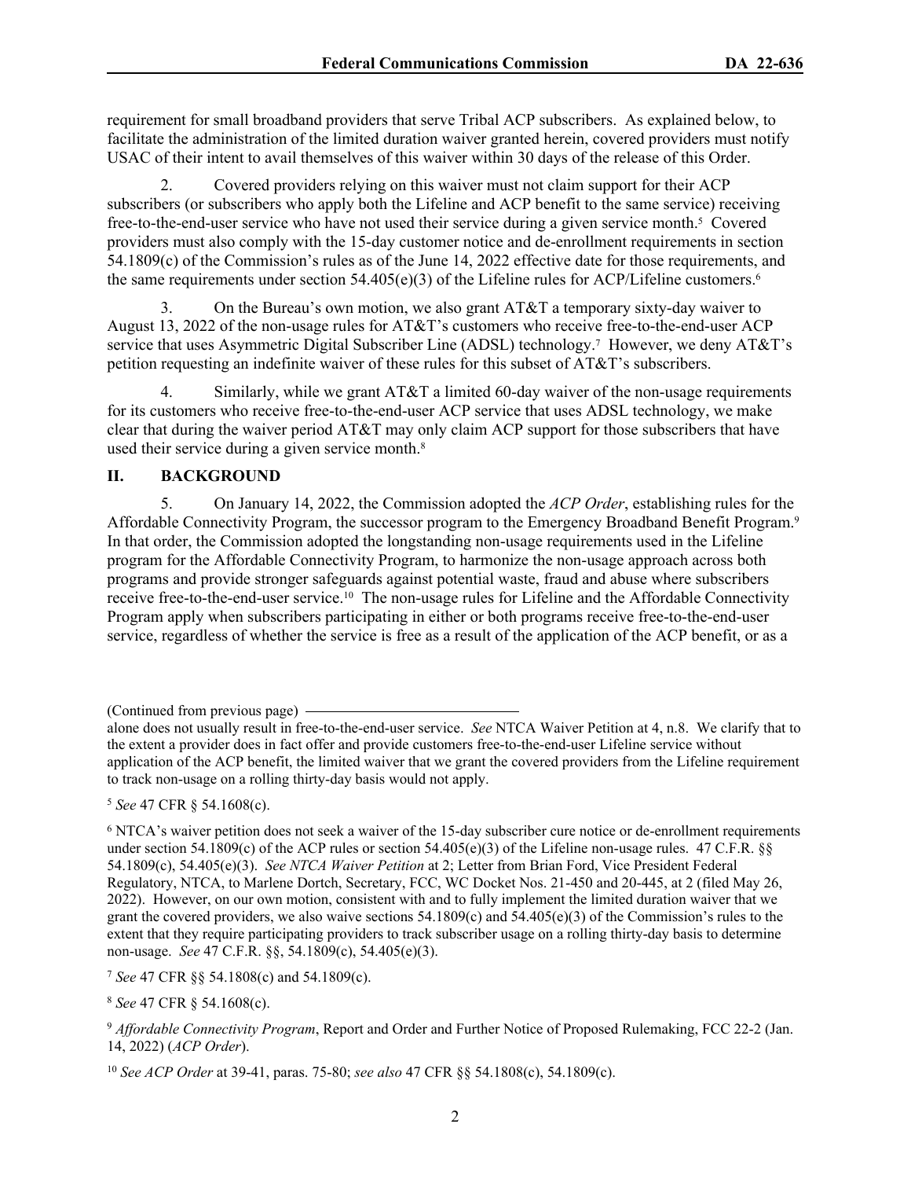requirement for small broadband providers that serve Tribal ACP subscribers. As explained below, to facilitate the administration of the limited duration waiver granted herein, covered providers must notify USAC of their intent to avail themselves of this waiver within 30 days of the release of this Order.

2. Covered providers relying on this waiver must not claim support for their ACP subscribers (or subscribers who apply both the Lifeline and ACP benefit to the same service) receiving free-to-the-end-user service who have not used their service during a given service month.[5] Covered providers must also comply with the 15-day customer notice and de-enrollment requirements in section 54.1809(c) of the Commission's rules as of the June 14, 2022 effective date for those requirements, and the same requirements under section 54.405(e)(3) of the Lifeline rules for ACP/Lifeline customers.[6]

3. On the Bureau's own motion, we also grant AT&T a temporary sixty-day waiver to August 13, 2022 of the non-usage rules for AT&T's customers who receive free-to-the-end-user ACP service that uses Asymmetric Digital Subscriber Line (ADSL) technology.[7] However, we deny AT&T's petition requesting an indefinite waiver of these rules for this subset of AT&T's subscribers.

4. Similarly, while we grant AT&T a limited 60-day waiver of the non-usage requirements for its customers who receive free-to-the-end-user ACP service that uses ADSL technology, we make clear that during the waiver period AT&T may only claim ACP support for those subscribers that have used their service during a given service month.[8]

## II. BACKGROUND

5. On January 14, 2022, the Commission adopted the *ACP Order*, establishing rules for the Affordable Connectivity Program, the successor program to the Emergency Broadband Benefit Program.[9] In that order, the Commission adopted the longstanding non-usage requirements used in the Lifeline program for the Affordable Connectivity Program, to harmonize the non-usage approach across both programs and provide stronger safeguards against potential waste, fraud and abuse where subscribers receive free-to-the-end-user service.[10] The non-usage rules for Lifeline and the Affordable Connectivity Program apply when subscribers participating in either or both programs receive free-to-the-end-user service, regardless of whether the service is free as a result of the application of the ACP benefit, or as a

(Continued from previous page)

alone does not usually result in free-to-the-end-user service. *See* NTCA Waiver Petition at 4, n.8. We clarify that to the extent a provider does in fact offer and provide customers free-to-the-end-user Lifeline service without application of the ACP benefit, the limited waiver that we grant the covered providers from the Lifeline requirement to track non-usage on a rolling thirty-day basis would not apply.

[5] *See* 47 CFR § 54.1608(c).

[6] NTCA's waiver petition does not seek a waiver of the 15-day subscriber cure notice or de-enrollment requirements under section 54.1809(c) of the ACP rules or section 54.405(e)(3) of the Lifeline non-usage rules. 47 C.F.R. §§ 54.1809(c), 54.405(e)(3). *See NTCA Waiver Petition* at 2; Letter from Brian Ford, Vice President Federal Regulatory, NTCA, to Marlene Dortch, Secretary, FCC, WC Docket Nos. 21-450 and 20-445, at 2 (filed May 26, 2022). However, on our own motion, consistent with and to fully implement the limited duration waiver that we grant the covered providers, we also waive sections 54.1809(c) and 54.405(e)(3) of the Commission's rules to the extent that they require participating providers to track subscriber usage on a rolling thirty-day basis to determine non-usage. *See* 47 C.F.R. §§, 54.1809(c), 54.405(e)(3).

[7] *See* 47 CFR §§ 54.1808(c) and 54.1809(c).

[8] *See* 47 CFR § 54.1608(c).

[9] *Affordable Connectivity Program*, Report and Order and Further Notice of Proposed Rulemaking, FCC 22-2 (Jan. 14, 2022) (*ACP Order*).

[10] *See ACP Order* at 39-41, paras. 75-80; *see also* 47 CFR §§ 54.1808(c), 54.1809(c).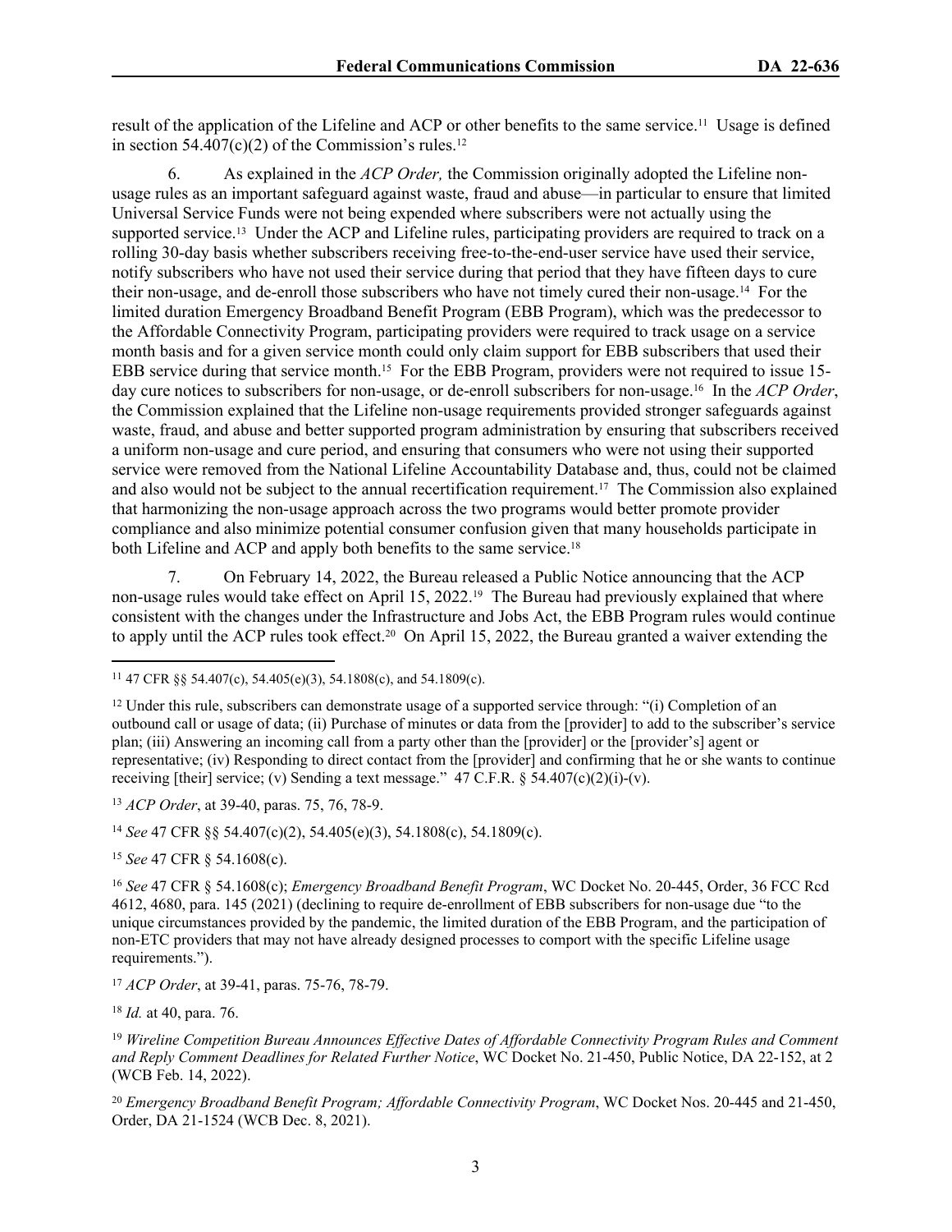result of the application of the Lifeline and ACP or other benefits to the same service.[11] Usage is defined in section 54.407(c)(2) of the Commission's rules.[12]

6. As explained in the *ACP Order,* the Commission originally adopted the Lifeline non-usage rules as an important safeguard against waste, fraud and abuse—in particular to ensure that limited Universal Service Funds were not being expended where subscribers were not actually using the supported service.[13] Under the ACP and Lifeline rules, participating providers are required to track on a rolling 30-day basis whether subscribers receiving free-to-the-end-user service have used their service, notify subscribers who have not used their service during that period that they have fifteen days to cure their non-usage, and de-enroll those subscribers who have not timely cured their non-usage.[14] For the limited duration Emergency Broadband Benefit Program (EBB Program), which was the predecessor to the Affordable Connectivity Program, participating providers were required to track usage on a service month basis and for a given service month could only claim support for EBB subscribers that used their EBB service during that service month.[15] For the EBB Program, providers were not required to issue 15-day cure notices to subscribers for non-usage, or de-enroll subscribers for non-usage.[16] In the *ACP Order*, the Commission explained that the Lifeline non-usage requirements provided stronger safeguards against waste, fraud, and abuse and better supported program administration by ensuring that subscribers received a uniform non-usage and cure period, and ensuring that consumers who were not using their supported service were removed from the National Lifeline Accountability Database and, thus, could not be claimed and also would not be subject to the annual recertification requirement.[17] The Commission also explained that harmonizing the non-usage approach across the two programs would better promote provider compliance and also minimize potential consumer confusion given that many households participate in both Lifeline and ACP and apply both benefits to the same service.[18]

7. On February 14, 2022, the Bureau released a Public Notice announcing that the ACP non-usage rules would take effect on April 15, 2022.[19] The Bureau had previously explained that where consistent with the changes under the Infrastructure and Jobs Act, the EBB Program rules would continue to apply until the ACP rules took effect.[20] On April 15, 2022, the Bureau granted a waiver extending the

---

[11] 47 CFR §§ 54.407(c), 54.405(e)(3), 54.1808(c), and 54.1809(c).

[12] Under this rule, subscribers can demonstrate usage of a supported service through: "(i) Completion of an outbound call or usage of data; (ii) Purchase of minutes or data from the [provider] to add to the subscriber's service plan; (iii) Answering an incoming call from a party other than the [provider] or the [provider's] agent or representative; (iv) Responding to direct contact from the [provider] and confirming that he or she wants to continue receiving [their] service; (v) Sending a text message." 47 C.F.R. § 54.407(c)(2)(i)-(v).

[13] *ACP Order*, at 39-40, paras. 75, 76, 78-9.

[14] *See* 47 CFR §§ 54.407(c)(2), 54.405(e)(3), 54.1808(c), 54.1809(c).

[15] *See* 47 CFR § 54.1608(c).

[16] *See* 47 CFR § 54.1608(c); *Emergency Broadband Benefit Program*, WC Docket No. 20-445, Order, 36 FCC Rcd 4612, 4680, para. 145 (2021) (declining to require de-enrollment of EBB subscribers for non-usage due "to the unique circumstances provided by the pandemic, the limited duration of the EBB Program, and the participation of non-ETC providers that may not have already designed processes to comport with the specific Lifeline usage requirements.").

[17] *ACP Order*, at 39-41, paras. 75-76, 78-79.

[18] *Id.* at 40, para. 76.

[19] *Wireline Competition Bureau Announces Effective Dates of Affordable Connectivity Program Rules and Comment and Reply Comment Deadlines for Related Further Notice*, WC Docket No. 21-450, Public Notice, DA 22-152, at 2 (WCB Feb. 14, 2022).

[20] *Emergency Broadband Benefit Program; Affordable Connectivity Program*, WC Docket Nos. 20-445 and 21-450, Order, DA 21-1524 (WCB Dec. 8, 2021).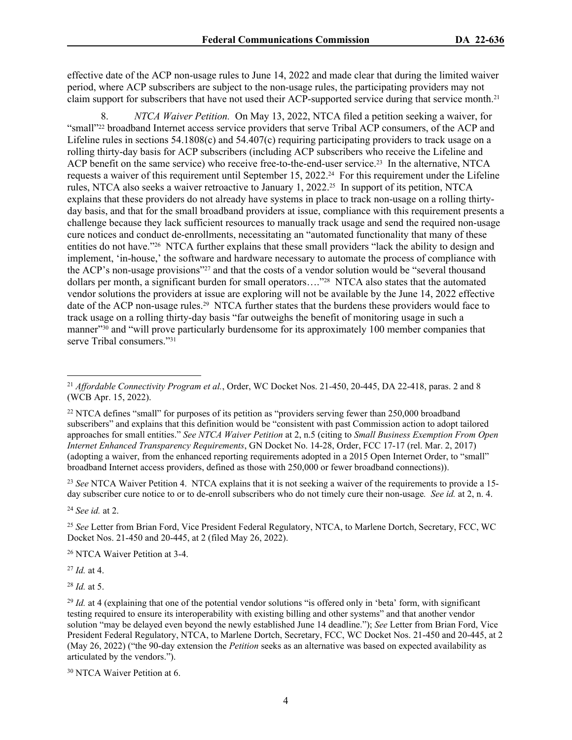effective date of the ACP non-usage rules to June 14, 2022 and made clear that during the limited waiver period, where ACP subscribers are subject to the non-usage rules, the participating providers may not claim support for subscribers that have not used their ACP-supported service during that service month.[21]

8. *NTCA Waiver Petition.* On May 13, 2022, NTCA filed a petition seeking a waiver, for "small"[22] broadband Internet access service providers that serve Tribal ACP consumers, of the ACP and Lifeline rules in sections 54.1808(c) and 54.407(c) requiring participating providers to track usage on a rolling thirty-day basis for ACP subscribers (including ACP subscribers who receive the Lifeline and ACP benefit on the same service) who receive free-to-the-end-user service.[23] In the alternative, NTCA requests a waiver of this requirement until September 15, 2022.[24] For this requirement under the Lifeline rules, NTCA also seeks a waiver retroactive to January 1, 2022.[25] In support of its petition, NTCA explains that these providers do not already have systems in place to track non-usage on a rolling thirty-day basis, and that for the small broadband providers at issue, compliance with this requirement presents a challenge because they lack sufficient resources to manually track usage and send the required non-usage cure notices and conduct de-enrollments, necessitating an "automated functionality that many of these entities do not have."[26] NTCA further explains that these small providers "lack the ability to design and implement, 'in-house,' the software and hardware necessary to automate the process of compliance with the ACP's non-usage provisions"[27] and that the costs of a vendor solution would be "several thousand dollars per month, a significant burden for small operators…."[28] NTCA also states that the automated vendor solutions the providers at issue are exploring will not be available by the June 14, 2022 effective date of the ACP non-usage rules.[29] NTCA further states that the burdens these providers would face to track usage on a rolling thirty-day basis "far outweighs the benefit of monitoring usage in such a manner"[30] and "will prove particularly burdensome for its approximately 100 member companies that serve Tribal consumers."[31]

---

[21] *Affordable Connectivity Program et al.*, Order, WC Docket Nos. 21-450, 20-445, DA 22-418, paras. 2 and 8 (WCB Apr. 15, 2022).

[22] NTCA defines "small" for purposes of its petition as "providers serving fewer than 250,000 broadband subscribers" and explains that this definition would be "consistent with past Commission action to adopt tailored approaches for small entities." *See NTCA Waiver Petition* at 2, n.5 (citing to *Small Business Exemption From Open Internet Enhanced Transparency Requirements*, GN Docket No. 14-28, Order, FCC 17-17 (rel. Mar. 2, 2017) (adopting a waiver, from the enhanced reporting requirements adopted in a 2015 Open Internet Order, to "small" broadband Internet access providers, defined as those with 250,000 or fewer broadband connections)).

[23] *See* NTCA Waiver Petition 4. NTCA explains that it is not seeking a waiver of the requirements to provide a 15-day subscriber cure notice to or to de-enroll subscribers who do not timely cure their non-usage. *See id.* at 2, n. 4.

[24] *See id.* at 2.

[25] *See* Letter from Brian Ford, Vice President Federal Regulatory, NTCA, to Marlene Dortch, Secretary, FCC, WC Docket Nos. 21-450 and 20-445, at 2 (filed May 26, 2022).

[26] NTCA Waiver Petition at 3-4.

[27] *Id.* at 4.

[28] *Id.* at 5.

[29] *Id.* at 4 (explaining that one of the potential vendor solutions "is offered only in 'beta' form, with significant testing required to ensure its interoperability with existing billing and other systems" and that another vendor solution "may be delayed even beyond the newly established June 14 deadline."); *See* Letter from Brian Ford, Vice President Federal Regulatory, NTCA, to Marlene Dortch, Secretary, FCC, WC Docket Nos. 21-450 and 20-445, at 2 (May 26, 2022) ("the 90-day extension the *Petition* seeks as an alternative was based on expected availability as articulated by the vendors.").

[30] NTCA Waiver Petition at 6.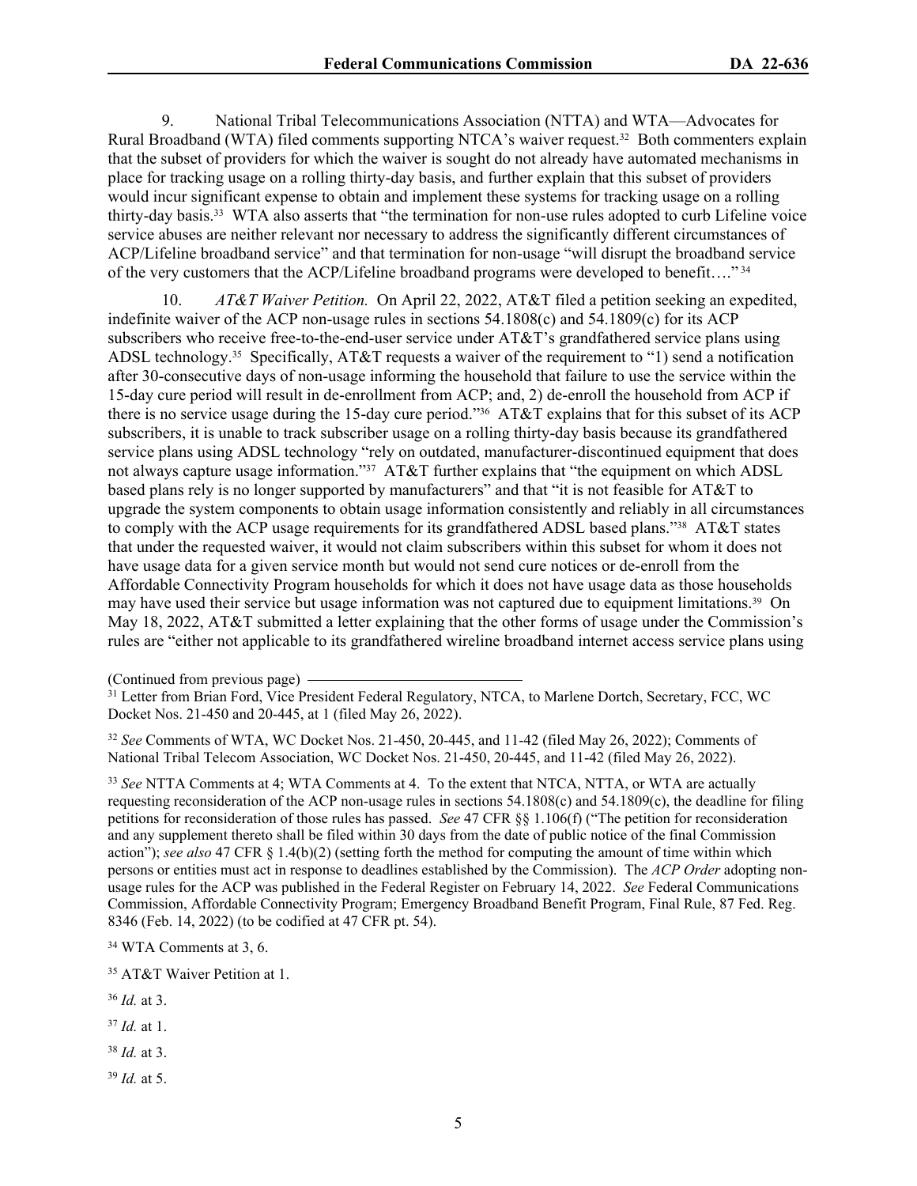9. National Tribal Telecommunications Association (NTTA) and WTA—Advocates for Rural Broadband (WTA) filed comments supporting NTCA's waiver request.[32] Both commenters explain that the subset of providers for which the waiver is sought do not already have automated mechanisms in place for tracking usage on a rolling thirty-day basis, and further explain that this subset of providers would incur significant expense to obtain and implement these systems for tracking usage on a rolling thirty-day basis.[33] WTA also asserts that "the termination for non-use rules adopted to curb Lifeline voice service abuses are neither relevant nor necessary to address the significantly different circumstances of ACP/Lifeline broadband service" and that termination for non-usage "will disrupt the broadband service of the very customers that the ACP/Lifeline broadband programs were developed to benefit…."[34]

10. *AT&T Waiver Petition.* On April 22, 2022, AT&T filed a petition seeking an expedited, indefinite waiver of the ACP non-usage rules in sections 54.1808(c) and 54.1809(c) for its ACP subscribers who receive free-to-the-end-user service under AT&T's grandfathered service plans using ADSL technology.[35] Specifically, AT&T requests a waiver of the requirement to "1) send a notification after 30-consecutive days of non-usage informing the household that failure to use the service within the 15-day cure period will result in de-enrollment from ACP; and, 2) de-enroll the household from ACP if there is no service usage during the 15-day cure period."[36] AT&T explains that for this subset of its ACP subscribers, it is unable to track subscriber usage on a rolling thirty-day basis because its grandfathered service plans using ADSL technology "rely on outdated, manufacturer-discontinued equipment that does not always capture usage information."[37] AT&T further explains that "the equipment on which ADSL based plans rely is no longer supported by manufacturers" and that "it is not feasible for AT&T to upgrade the system components to obtain usage information consistently and reliably in all circumstances to comply with the ACP usage requirements for its grandfathered ADSL based plans."[38] AT&T states that under the requested waiver, it would not claim subscribers within this subset for whom it does not have usage data for a given service month but would not send cure notices or de-enroll from the Affordable Connectivity Program households for which it does not have usage data as those households may have used their service but usage information was not captured due to equipment limitations.[39] On May 18, 2022, AT&T submitted a letter explaining that the other forms of usage under the Commission's rules are "either not applicable to its grandfathered wireline broadband internet access service plans using

(Continued from previous page)

[31] Letter from Brian Ford, Vice President Federal Regulatory, NTCA, to Marlene Dortch, Secretary, FCC, WC Docket Nos. 21-450 and 20-445, at 1 (filed May 26, 2022).

[32] *See* Comments of WTA, WC Docket Nos. 21-450, 20-445, and 11-42 (filed May 26, 2022); Comments of National Tribal Telecom Association, WC Docket Nos. 21-450, 20-445, and 11-42 (filed May 26, 2022).

[33] *See* NTTA Comments at 4; WTA Comments at 4. To the extent that NTCA, NTTA, or WTA are actually requesting reconsideration of the ACP non-usage rules in sections 54.1808(c) and 54.1809(c), the deadline for filing petitions for reconsideration of those rules has passed. *See* 47 CFR §§ 1.106(f) ("The petition for reconsideration and any supplement thereto shall be filed within 30 days from the date of public notice of the final Commission action"); *see also* 47 CFR § 1.4(b)(2) (setting forth the method for computing the amount of time within which persons or entities must act in response to deadlines established by the Commission). The *ACP Order* adopting non-usage rules for the ACP was published in the Federal Register on February 14, 2022. *See* Federal Communications Commission, Affordable Connectivity Program; Emergency Broadband Benefit Program, Final Rule, 87 Fed. Reg. 8346 (Feb. 14, 2022) (to be codified at 47 CFR pt. 54).

[34] WTA Comments at 3, 6.

[35] AT&T Waiver Petition at 1.

[36] *Id.* at 3.

[37] *Id.* at 1.

[38] *Id.* at 3.

[39] *Id.* at 5.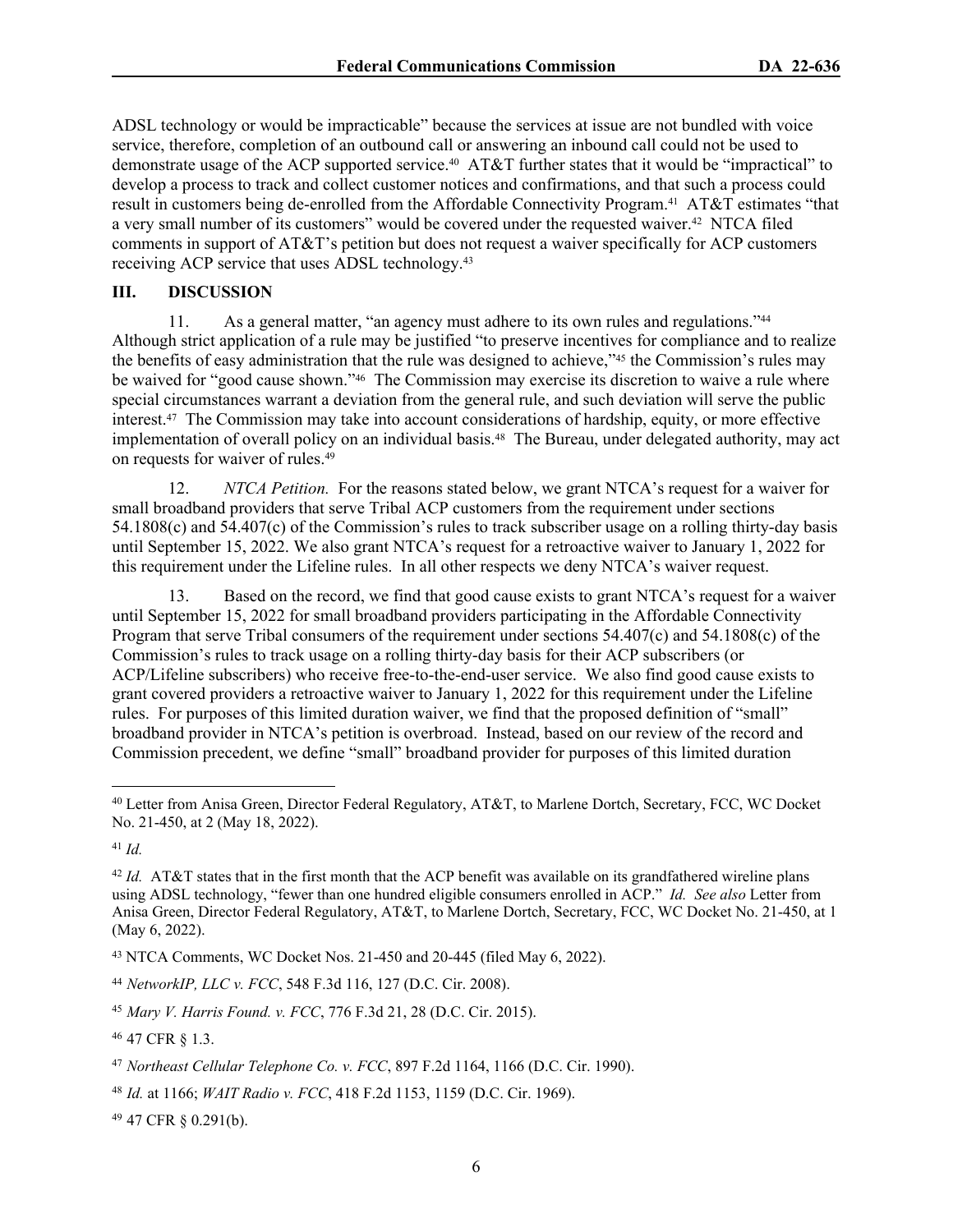ADSL technology or would be impracticable" because the services at issue are not bundled with voice service, therefore, completion of an outbound call or answering an inbound call could not be used to demonstrate usage of the ACP supported service.[40] AT&T further states that it would be "impractical" to develop a process to track and collect customer notices and confirmations, and that such a process could result in customers being de-enrolled from the Affordable Connectivity Program.[41] AT&T estimates "that a very small number of its customers" would be covered under the requested waiver.[42] NTCA filed comments in support of AT&T's petition but does not request a waiver specifically for ACP customers receiving ACP service that uses ADSL technology.[43]

## III. DISCUSSION

11. As a general matter, "an agency must adhere to its own rules and regulations."[44] Although strict application of a rule may be justified "to preserve incentives for compliance and to realize the benefits of easy administration that the rule was designed to achieve,"[45] the Commission's rules may be waived for "good cause shown."[46] The Commission may exercise its discretion to waive a rule where special circumstances warrant a deviation from the general rule, and such deviation will serve the public interest.[47] The Commission may take into account considerations of hardship, equity, or more effective implementation of overall policy on an individual basis.[48] The Bureau, under delegated authority, may act on requests for waiver of rules.[49]

12. *NTCA Petition.* For the reasons stated below, we grant NTCA's request for a waiver for small broadband providers that serve Tribal ACP customers from the requirement under sections 54.1808(c) and 54.407(c) of the Commission's rules to track subscriber usage on a rolling thirty-day basis until September 15, 2022. We also grant NTCA's request for a retroactive waiver to January 1, 2022 for this requirement under the Lifeline rules. In all other respects we deny NTCA's waiver request.

13. Based on the record, we find that good cause exists to grant NTCA's request for a waiver until September 15, 2022 for small broadband providers participating in the Affordable Connectivity Program that serve Tribal consumers of the requirement under sections 54.407(c) and 54.1808(c) of the Commission's rules to track usage on a rolling thirty-day basis for their ACP subscribers (or ACP/Lifeline subscribers) who receive free-to-the-end-user service. We also find good cause exists to grant covered providers a retroactive waiver to January 1, 2022 for this requirement under the Lifeline rules. For purposes of this limited duration waiver, we find that the proposed definition of "small" broadband provider in NTCA's petition is overbroad. Instead, based on our review of the record and Commission precedent, we define "small" broadband provider for purposes of this limited duration

---

[40] Letter from Anisa Green, Director Federal Regulatory, AT&T, to Marlene Dortch, Secretary, FCC, WC Docket No. 21-450, at 2 (May 18, 2022).

[41] *Id.*

[42] *Id.* AT&T states that in the first month that the ACP benefit was available on its grandfathered wireline plans using ADSL technology, "fewer than one hundred eligible consumers enrolled in ACP." *Id. See also* Letter from Anisa Green, Director Federal Regulatory, AT&T, to Marlene Dortch, Secretary, FCC, WC Docket No. 21-450, at 1 (May 6, 2022).

[43] NTCA Comments, WC Docket Nos. 21-450 and 20-445 (filed May 6, 2022).

[44] *NetworkIP, LLC v. FCC*, 548 F.3d 116, 127 (D.C. Cir. 2008).

[45] *Mary V. Harris Found. v. FCC*, 776 F.3d 21, 28 (D.C. Cir. 2015).

[46] 47 CFR § 1.3.

[47] *Northeast Cellular Telephone Co. v. FCC*, 897 F.2d 1164, 1166 (D.C. Cir. 1990).

[48] *Id.* at 1166; *WAIT Radio v. FCC*, 418 F.2d 1153, 1159 (D.C. Cir. 1969).

[49] 47 CFR § 0.291(b).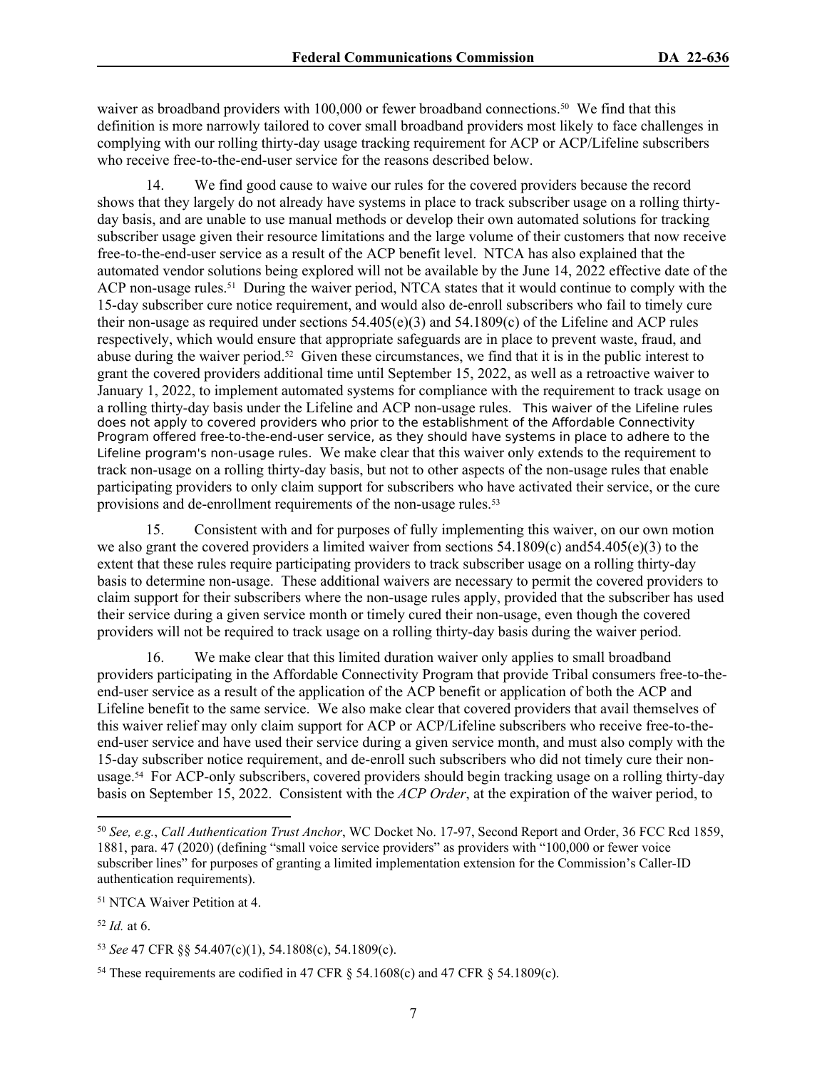waiver as broadband providers with 100,000 or fewer broadband connections.[50] We find that this definition is more narrowly tailored to cover small broadband providers most likely to face challenges in complying with our rolling thirty-day usage tracking requirement for ACP or ACP/Lifeline subscribers who receive free-to-the-end-user service for the reasons described below.

14. We find good cause to waive our rules for the covered providers because the record shows that they largely do not already have systems in place to track subscriber usage on a rolling thirty-day basis, and are unable to use manual methods or develop their own automated solutions for tracking subscriber usage given their resource limitations and the large volume of their customers that now receive free-to-the-end-user service as a result of the ACP benefit level. NTCA has also explained that the automated vendor solutions being explored will not be available by the June 14, 2022 effective date of the ACP non-usage rules.[51] During the waiver period, NTCA states that it would continue to comply with the 15-day subscriber cure notice requirement, and would also de-enroll subscribers who fail to timely cure their non-usage as required under sections 54.405(e)(3) and 54.1809(c) of the Lifeline and ACP rules respectively, which would ensure that appropriate safeguards are in place to prevent waste, fraud, and abuse during the waiver period.[52] Given these circumstances, we find that it is in the public interest to grant the covered providers additional time until September 15, 2022, as well as a retroactive waiver to January 1, 2022, to implement automated systems for compliance with the requirement to track usage on a rolling thirty-day basis under the Lifeline and ACP non-usage rules. This waiver of the Lifeline rules does not apply to covered providers who prior to the establishment of the Affordable Connectivity Program offered free-to-the-end-user service, as they should have systems in place to adhere to the Lifeline program's non-usage rules. We make clear that this waiver only extends to the requirement to track non-usage on a rolling thirty-day basis, but not to other aspects of the non-usage rules that enable participating providers to only claim support for subscribers who have activated their service, or the cure provisions and de-enrollment requirements of the non-usage rules.[53]

15. Consistent with and for purposes of fully implementing this waiver, on our own motion we also grant the covered providers a limited waiver from sections 54.1809(c) and54.405(e)(3) to the extent that these rules require participating providers to track subscriber usage on a rolling thirty-day basis to determine non-usage. These additional waivers are necessary to permit the covered providers to claim support for their subscribers where the non-usage rules apply, provided that the subscriber has used their service during a given service month or timely cured their non-usage, even though the covered providers will not be required to track usage on a rolling thirty-day basis during the waiver period.

16. We make clear that this limited duration waiver only applies to small broadband providers participating in the Affordable Connectivity Program that provide Tribal consumers free-to-the-end-user service as a result of the application of the ACP benefit or application of both the ACP and Lifeline benefit to the same service. We also make clear that covered providers that avail themselves of this waiver relief may only claim support for ACP or ACP/Lifeline subscribers who receive free-to-the-end-user service and have used their service during a given service month, and must also comply with the 15-day subscriber notice requirement, and de-enroll such subscribers who did not timely cure their non-usage.[54] For ACP-only subscribers, covered providers should begin tracking usage on a rolling thirty-day basis on September 15, 2022. Consistent with the *ACP Order*, at the expiration of the waiver period, to

---

[50] *See, e.g.*, *Call Authentication Trust Anchor*, WC Docket No. 17-97, Second Report and Order, 36 FCC Rcd 1859, 1881, para. 47 (2020) (defining "small voice service providers" as providers with "100,000 or fewer voice subscriber lines" for purposes of granting a limited implementation extension for the Commission's Caller-ID authentication requirements).

[51] NTCA Waiver Petition at 4.

[52] *Id.* at 6.

[53] *See* 47 CFR §§ 54.407(c)(1), 54.1808(c), 54.1809(c).

[54] These requirements are codified in 47 CFR § 54.1608(c) and 47 CFR § 54.1809(c).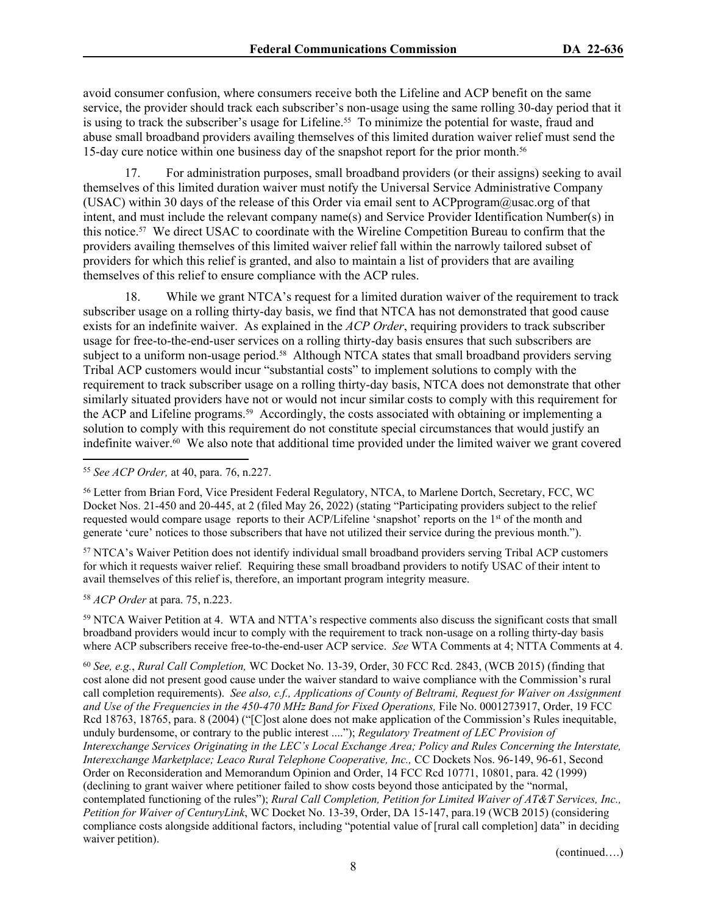avoid consumer confusion, where consumers receive both the Lifeline and ACP benefit on the same service, the provider should track each subscriber's non-usage using the same rolling 30-day period that it is using to track the subscriber's usage for Lifeline.[55] To minimize the potential for waste, fraud and abuse small broadband providers availing themselves of this limited duration waiver relief must send the 15-day cure notice within one business day of the snapshot report for the prior month.[56]

17. For administration purposes, small broadband providers (or their assigns) seeking to avail themselves of this limited duration waiver must notify the Universal Service Administrative Company (USAC) within 30 days of the release of this Order via email sent to ACPprogram@usac.org of that intent, and must include the relevant company name(s) and Service Provider Identification Number(s) in this notice.[57] We direct USAC to coordinate with the Wireline Competition Bureau to confirm that the providers availing themselves of this limited waiver relief fall within the narrowly tailored subset of providers for which this relief is granted, and also to maintain a list of providers that are availing themselves of this relief to ensure compliance with the ACP rules.

18. While we grant NTCA's request for a limited duration waiver of the requirement to track subscriber usage on a rolling thirty-day basis, we find that NTCA has not demonstrated that good cause exists for an indefinite waiver. As explained in the *ACP Order*, requiring providers to track subscriber usage for free-to-the-end-user services on a rolling thirty-day basis ensures that such subscribers are subject to a uniform non-usage period.[58] Although NTCA states that small broadband providers serving Tribal ACP customers would incur "substantial costs" to implement solutions to comply with the requirement to track subscriber usage on a rolling thirty-day basis, NTCA does not demonstrate that other similarly situated providers have not or would not incur similar costs to comply with this requirement for the ACP and Lifeline programs.[59] Accordingly, the costs associated with obtaining or implementing a solution to comply with this requirement do not constitute special circumstances that would justify an indefinite waiver.[60] We also note that additional time provided under the limited waiver we grant covered

---

[55] *See ACP Order,* at 40, para. 76, n.227.

[56] Letter from Brian Ford, Vice President Federal Regulatory, NTCA, to Marlene Dortch, Secretary, FCC, WC Docket Nos. 21-450 and 20-445, at 2 (filed May 26, 2022) (stating "Participating providers subject to the relief requested would compare usage reports to their ACP/Lifeline 'snapshot' reports on the 1st of the month and generate 'cure' notices to those subscribers that have not utilized their service during the previous month.").

[57] NTCA's Waiver Petition does not identify individual small broadband providers serving Tribal ACP customers for which it requests waiver relief. Requiring these small broadband providers to notify USAC of their intent to avail themselves of this relief is, therefore, an important program integrity measure.

[58] *ACP Order* at para. 75, n.223.

[59] NTCA Waiver Petition at 4. WTA and NTTA's respective comments also discuss the significant costs that small broadband providers would incur to comply with the requirement to track non-usage on a rolling thirty-day basis where ACP subscribers receive free-to-the-end-user ACP service. *See* WTA Comments at 4; NTTA Comments at 4.

[60] *See, e.g.*, *Rural Call Completion,* WC Docket No. 13-39, Order, 30 FCC Rcd. 2843, (WCB 2015) (finding that cost alone did not present good cause under the waiver standard to waive compliance with the Commission's rural call completion requirements). *See also, c.f., Applications of County of Beltrami, Request for Waiver on Assignment and Use of the Frequencies in the 450-470 MHz Band for Fixed Operations,* File No. 0001273917, Order, 19 FCC Rcd 18763, 18765, para. 8 (2004) ("[C]ost alone does not make application of the Commission's Rules inequitable, unduly burdensome, or contrary to the public interest ...."); *Regulatory Treatment of LEC Provision of Interexchange Services Originating in the LEC's Local Exchange Area; Policy and Rules Concerning the Interstate, Interexchange Marketplace; Leaco Rural Telephone Cooperative, Inc.,* CC Dockets Nos. 96-149, 96-61, Second Order on Reconsideration and Memorandum Opinion and Order, 14 FCC Rcd 10771, 10801, para. 42 (1999) (declining to grant waiver where petitioner failed to show costs beyond those anticipated by the "normal, contemplated functioning of the rules"); *Rural Call Completion, Petition for Limited Waiver of AT&T Services, Inc., Petition for Waiver of CenturyLink*, WC Docket No. 13-39, Order, DA 15-147, para.19 (WCB 2015) (considering compliance costs alongside additional factors, including "potential value of [rural call completion] data" in deciding waiver petition).

(continued….)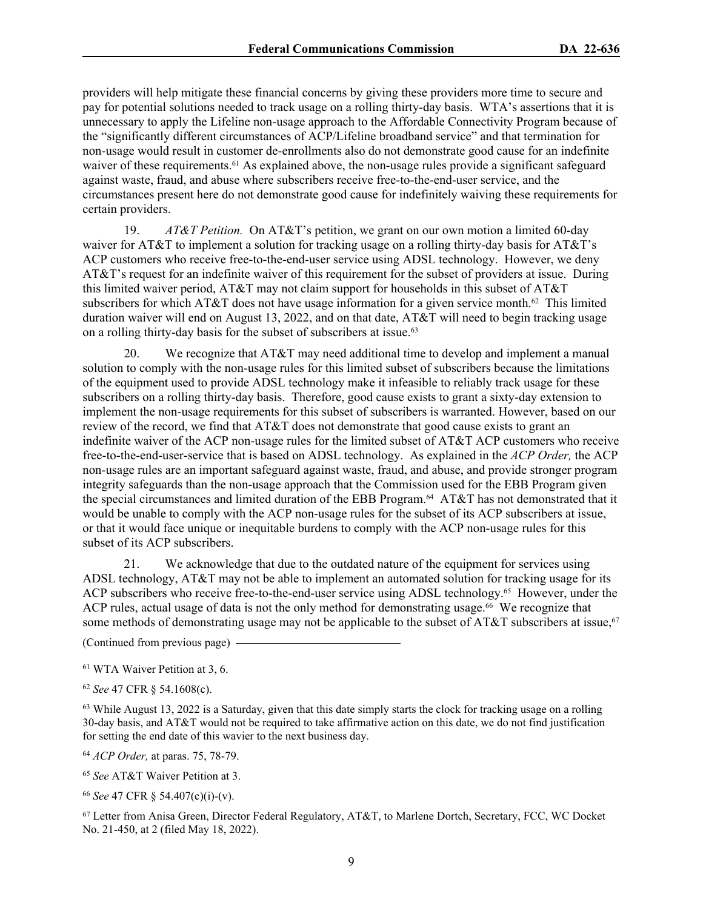providers will help mitigate these financial concerns by giving these providers more time to secure and pay for potential solutions needed to track usage on a rolling thirty-day basis. WTA's assertions that it is unnecessary to apply the Lifeline non-usage approach to the Affordable Connectivity Program because of the "significantly different circumstances of ACP/Lifeline broadband service" and that termination for non-usage would result in customer de-enrollments also do not demonstrate good cause for an indefinite waiver of these requirements.[61] As explained above, the non-usage rules provide a significant safeguard against waste, fraud, and abuse where subscribers receive free-to-the-end-user service, and the circumstances present here do not demonstrate good cause for indefinitely waiving these requirements for certain providers.

19. *AT&T Petition.* On AT&T's petition, we grant on our own motion a limited 60-day waiver for AT&T to implement a solution for tracking usage on a rolling thirty-day basis for AT&T's ACP customers who receive free-to-the-end-user service using ADSL technology. However, we deny AT&T's request for an indefinite waiver of this requirement for the subset of providers at issue. During this limited waiver period, AT&T may not claim support for households in this subset of AT&T subscribers for which AT&T does not have usage information for a given service month.[62] This limited duration waiver will end on August 13, 2022, and on that date, AT&T will need to begin tracking usage on a rolling thirty-day basis for the subset of subscribers at issue.[63]

20. We recognize that AT&T may need additional time to develop and implement a manual solution to comply with the non-usage rules for this limited subset of subscribers because the limitations of the equipment used to provide ADSL technology make it infeasible to reliably track usage for these subscribers on a rolling thirty-day basis. Therefore, good cause exists to grant a sixty-day extension to implement the non-usage requirements for this subset of subscribers is warranted. However, based on our review of the record, we find that AT&T does not demonstrate that good cause exists to grant an indefinite waiver of the ACP non-usage rules for the limited subset of AT&T ACP customers who receive free-to-the-end-user-service that is based on ADSL technology. As explained in the *ACP Order,* the ACP non-usage rules are an important safeguard against waste, fraud, and abuse, and provide stronger program integrity safeguards than the non-usage approach that the Commission used for the EBB Program given the special circumstances and limited duration of the EBB Program.[64] AT&T has not demonstrated that it would be unable to comply with the ACP non-usage rules for the subset of its ACP subscribers at issue, or that it would face unique or inequitable burdens to comply with the ACP non-usage rules for this subset of its ACP subscribers.

21. We acknowledge that due to the outdated nature of the equipment for services using ADSL technology, AT&T may not be able to implement an automated solution for tracking usage for its ACP subscribers who receive free-to-the-end-user service using ADSL technology.[65] However, under the ACP rules, actual usage of data is not the only method for demonstrating usage.[66] We recognize that some methods of demonstrating usage may not be applicable to the subset of AT&T subscribers at issue,[67]

(Continued from previous page)

[61] WTA Waiver Petition at 3, 6.

[62] *See* 47 CFR § 54.1608(c).

[63] While August 13, 2022 is a Saturday, given that this date simply starts the clock for tracking usage on a rolling 30-day basis, and AT&T would not be required to take affirmative action on this date, we do not find justification for setting the end date of this wavier to the next business day.

[64] *ACP Order,* at paras. 75, 78-79.

[65] *See* AT&T Waiver Petition at 3.

[66] *See* 47 CFR § 54.407(c)(i)-(v).

[67] Letter from Anisa Green, Director Federal Regulatory, AT&T, to Marlene Dortch, Secretary, FCC, WC Docket No. 21-450, at 2 (filed May 18, 2022).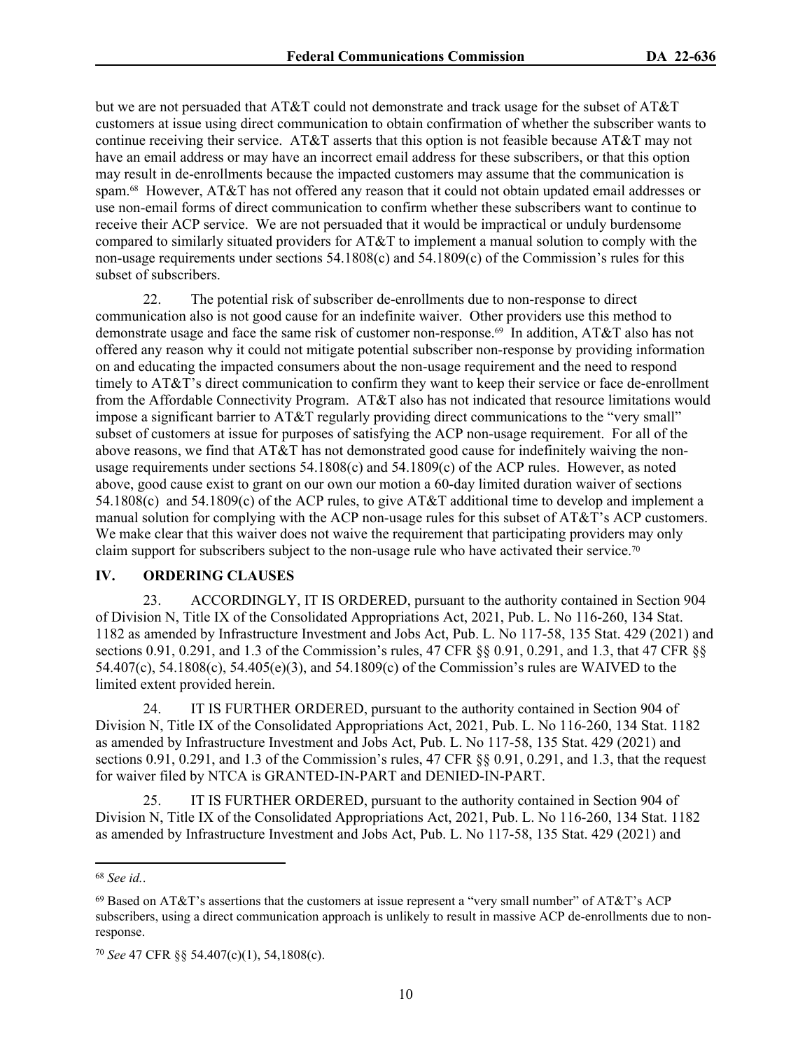but we are not persuaded that AT&T could not demonstrate and track usage for the subset of AT&T customers at issue using direct communication to obtain confirmation of whether the subscriber wants to continue receiving their service. AT&T asserts that this option is not feasible because AT&T may not have an email address or may have an incorrect email address for these subscribers, or that this option may result in de-enrollments because the impacted customers may assume that the communication is spam.[68] However, AT&T has not offered any reason that it could not obtain updated email addresses or use non-email forms of direct communication to confirm whether these subscribers want to continue to receive their ACP service. We are not persuaded that it would be impractical or unduly burdensome compared to similarly situated providers for AT&T to implement a manual solution to comply with the non-usage requirements under sections 54.1808(c) and 54.1809(c) of the Commission's rules for this subset of subscribers.

22. The potential risk of subscriber de-enrollments due to non-response to direct communication also is not good cause for an indefinite waiver. Other providers use this method to demonstrate usage and face the same risk of customer non-response.[69] In addition, AT&T also has not offered any reason why it could not mitigate potential subscriber non-response by providing information on and educating the impacted consumers about the non-usage requirement and the need to respond timely to AT&T's direct communication to confirm they want to keep their service or face de-enrollment from the Affordable Connectivity Program. AT&T also has not indicated that resource limitations would impose a significant barrier to AT&T regularly providing direct communications to the "very small" subset of customers at issue for purposes of satisfying the ACP non-usage requirement. For all of the above reasons, we find that AT&T has not demonstrated good cause for indefinitely waiving the non-usage requirements under sections 54.1808(c) and 54.1809(c) of the ACP rules. However, as noted above, good cause exist to grant on our own our motion a 60-day limited duration waiver of sections 54.1808(c) and 54.1809(c) of the ACP rules, to give AT&T additional time to develop and implement a manual solution for complying with the ACP non-usage rules for this subset of AT&T's ACP customers. We make clear that this waiver does not waive the requirement that participating providers may only claim support for subscribers subject to the non-usage rule who have activated their service.[70]

## IV. ORDERING CLAUSES

23. ACCORDINGLY, IT IS ORDERED, pursuant to the authority contained in Section 904 of Division N, Title IX of the Consolidated Appropriations Act, 2021, Pub. L. No 116-260, 134 Stat. 1182 as amended by Infrastructure Investment and Jobs Act, Pub. L. No 117-58, 135 Stat. 429 (2021) and sections 0.91, 0.291, and 1.3 of the Commission's rules, 47 CFR §§ 0.91, 0.291, and 1.3, that 47 CFR §§ 54.407(c), 54.1808(c), 54.405(e)(3), and 54.1809(c) of the Commission's rules are WAIVED to the limited extent provided herein.

24. IT IS FURTHER ORDERED, pursuant to the authority contained in Section 904 of Division N, Title IX of the Consolidated Appropriations Act, 2021, Pub. L. No 116-260, 134 Stat. 1182 as amended by Infrastructure Investment and Jobs Act, Pub. L. No 117-58, 135 Stat. 429 (2021) and sections 0.91, 0.291, and 1.3 of the Commission's rules, 47 CFR §§ 0.91, 0.291, and 1.3, that the request for waiver filed by NTCA is GRANTED-IN-PART and DENIED-IN-PART.

25. IT IS FURTHER ORDERED, pursuant to the authority contained in Section 904 of Division N, Title IX of the Consolidated Appropriations Act, 2021, Pub. L. No 116-260, 134 Stat. 1182 as amended by Infrastructure Investment and Jobs Act, Pub. L. No 117-58, 135 Stat. 429 (2021) and

---

[68] *See id.*.

[69] Based on AT&T's assertions that the customers at issue represent a "very small number" of AT&T's ACP subscribers, using a direct communication approach is unlikely to result in massive ACP de-enrollments due to non-response.

[70] *See* 47 CFR §§ 54.407(c)(1), 54,1808(c).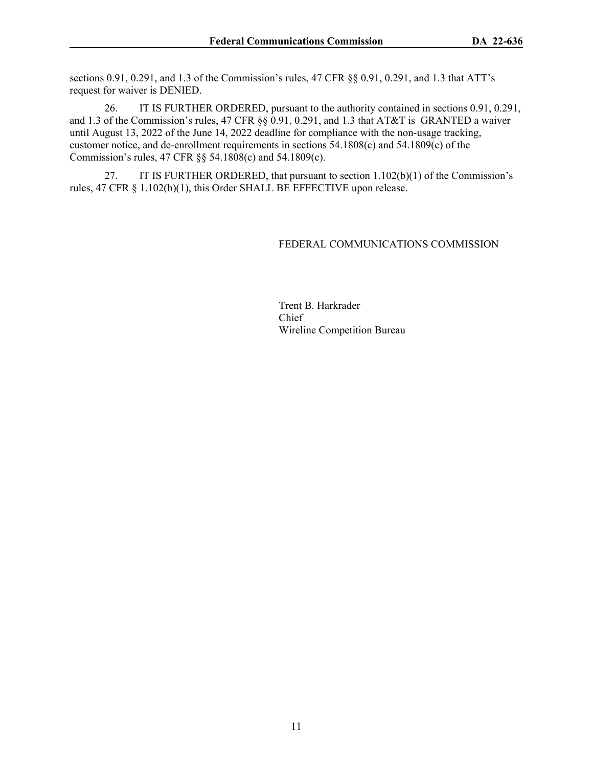sections 0.91, 0.291, and 1.3 of the Commission's rules, 47 CFR §§ 0.91, 0.291, and 1.3 that ATT's request for waiver is DENIED.

26. IT IS FURTHER ORDERED, pursuant to the authority contained in sections 0.91, 0.291, and 1.3 of the Commission's rules, 47 CFR §§ 0.91, 0.291, and 1.3 that AT&T is GRANTED a waiver until August 13, 2022 of the June 14, 2022 deadline for compliance with the non-usage tracking, customer notice, and de-enrollment requirements in sections 54.1808(c) and 54.1809(c) of the Commission's rules, 47 CFR §§ 54.1808(c) and 54.1809(c).

27. IT IS FURTHER ORDERED, that pursuant to section 1.102(b)(1) of the Commission's rules, 47 CFR § 1.102(b)(1), this Order SHALL BE EFFECTIVE upon release.

FEDERAL COMMUNICATIONS COMMISSION

Trent B. Harkrader
Chief
Wireline Competition Bureau